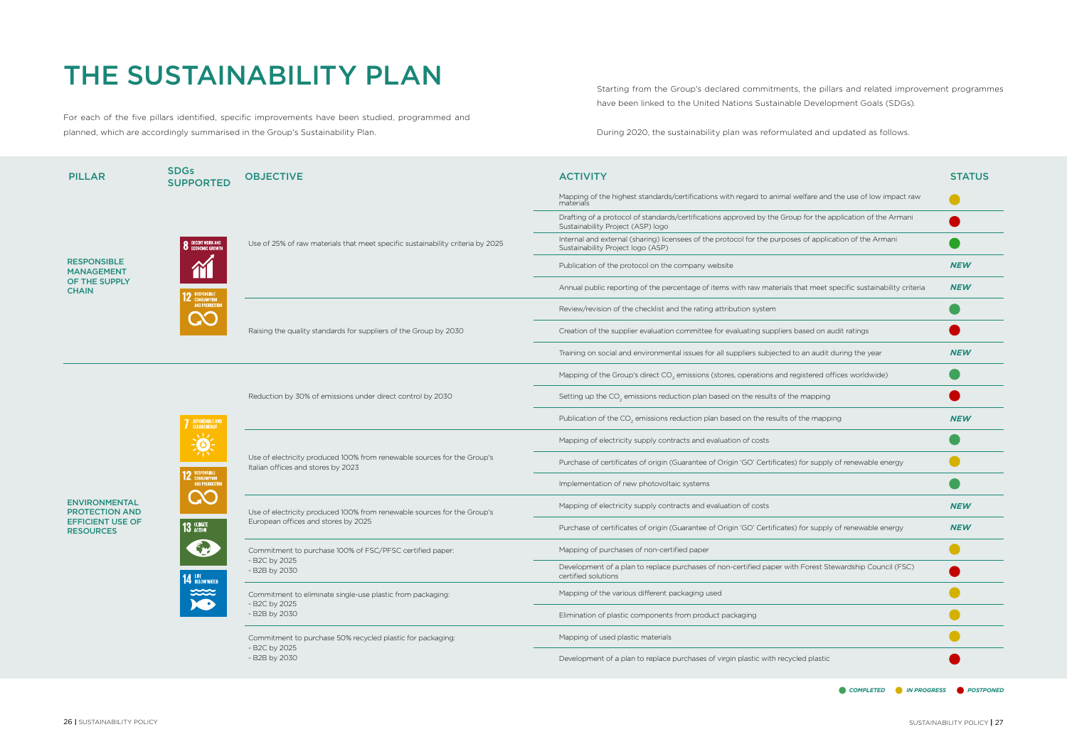# THE SUSTAINABILITY PLAN

For each of the five pillars identified, specific improvements have been studied, programmed and planned, which are accordingly summarised in the Group's Sustainability Plan.

Starting from the Group's declared commitments, the pillars and related improvement programmes have been linked to the United Nations Sustainable Development Goals (SDGs).

During 2020, the sustainability plan was reformulated and updated as follows.

| PILLAR | SDGs SUPPORTED | OBJECTIVE | ACTIVITY | STATUS |
|---|---|---|---|---|
| RESPONSIBLE MANAGEMENT OF THE SUPPLY CHAIN | 8 DECENT WORK AND ECONOMIC GROWTH; 12 RESPONSIBLE CONSUMPTION AND PRODUCTION | Use of 25% of raw materials that meet specific sustainability criteria by 2025 | Mapping of the highest standards/certifications with regard to animal welfare and the use of low impact raw materials | IN PROGRESS |
| | | | Drafting of a protocol of standards/certifications approved by the Group for the application of the Armani Sustainability Project (ASP) logo | POSTPONED |
| | | | Internal and external (sharing) licensees of the protocol for the purposes of application of the Armani Sustainability Project logo (ASP) | COMPLETED |
| | | | Publication of the protocol on the company website | *NEW* |
| | | | Annual public reporting of the percentage of items with raw materials that meet specific sustainability criteria | *NEW* |
| | | Raising the quality standards for suppliers of the Group by 2030 | Review/revision of the checklist and the rating attribution system | COMPLETED |
| | | | Creation of the supplier evaluation committee for evaluating suppliers based on audit ratings | POSTPONED |
| | | | Training on social and environmental issues for all suppliers subjected to an audit during the year | *NEW* |
| ENVIRONMENTAL PROTECTION AND EFFICIENT USE OF RESOURCES | 7 AFFORDABLE AND CLEAN ENERGY; 12 RESPONSIBLE CONSUMPTION AND PRODUCTION; 13 CLIMATE ACTION; 14 LIFE BELOW WATER | Reduction by 30% of emissions under direct control by 2030 | Mapping of the Group's direct $CO_2$ emissions (stores, operations and registered offices worldwide) | COMPLETED |
| | | | Setting up the $CO_2$ emissions reduction plan based on the results of the mapping | POSTPONED |
| | | | Publication of the $CO_2$ emissions reduction plan based on the results of the mapping | *NEW* |
| | | Use of electricity produced 100% from renewable sources for the Group's Italian offices and stores by 2023 | Mapping of electricity supply contracts and evaluation of costs | COMPLETED |
| | | | Purchase of certificates of origin (Guarantee of Origin 'GO' Certificates) for supply of renewable energy | IN PROGRESS |
| | | | Implementation of new photovoltaic systems | COMPLETED |
| | | Use of electricity produced 100% from renewable sources for the Group's European offices and stores by 2025 | Mapping of electricity supply contracts and evaluation of costs | *NEW* |
| | | | Purchase of certificates of origin (Guarantee of Origin 'GO' Certificates) for supply of renewable energy | *NEW* |
| | | Commitment to purchase 100% of FSC/PFSC certified paper:<br>- B2C by 2025<br>- B2B by 2030 | Mapping of purchases of non-certified paper | IN PROGRESS |
| | | | Development of a plan to replace purchases of non-certified paper with Forest Stewardship Council (FSC) certified solutions | POSTPONED |
| | | Commitment to eliminate single-use plastic from packaging:<br>- B2C by 2025<br>- B2B by 2030 | Mapping of the various different packaging used | IN PROGRESS |
| | | | Elimination of plastic components from product packaging | IN PROGRESS |
| | | Commitment to purchase 50% recycled plastic for packaging:<br>- B2C by 2025<br>- B2B by 2030 | Mapping of used plastic materials | IN PROGRESS |
| | | | Development of a plan to replace purchases of virgin plastic with recycled plastic | POSTPONED |

*COMPLETED* · *IN PROGRESS* · *POSTPONED*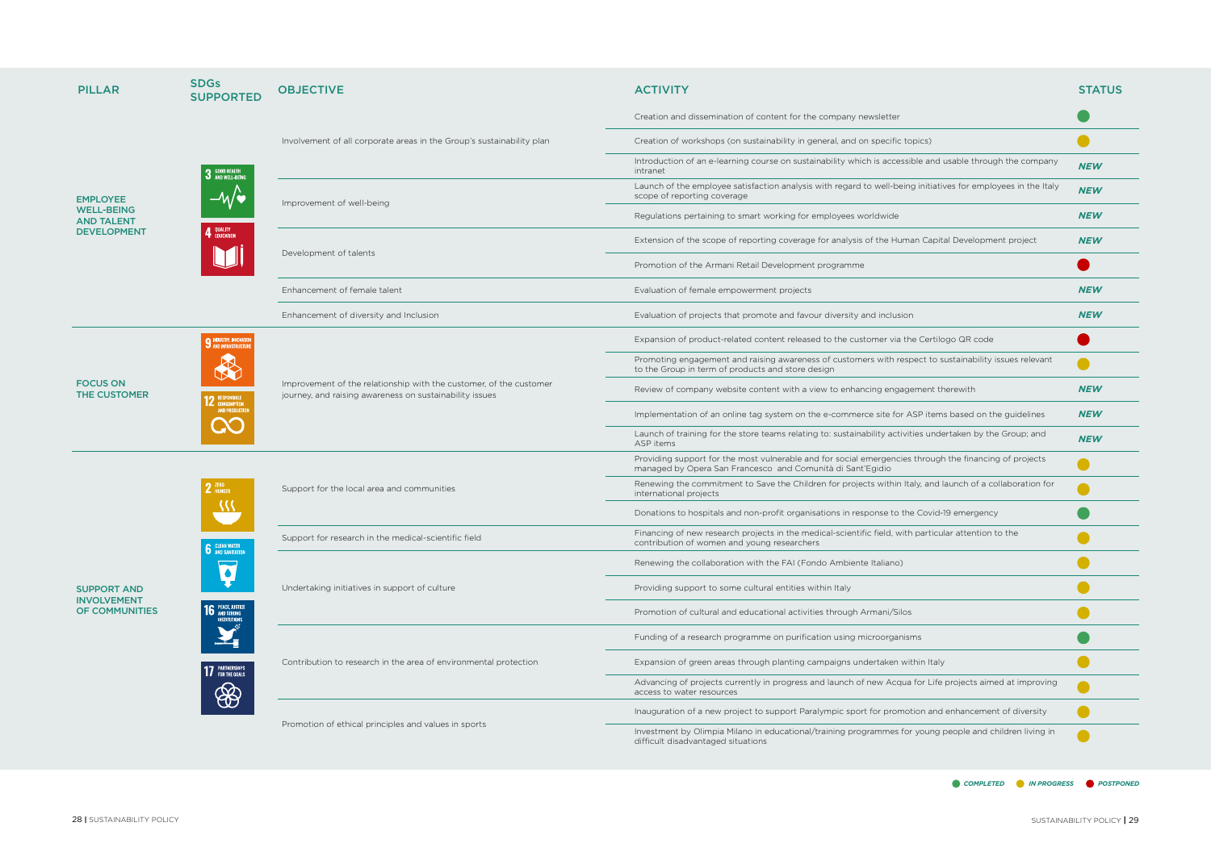| PILLAR | SDGs SUPPORTED | OBJECTIVE | ACTIVITY | STATUS |
|---|---|---|---|---|
| EMPLOYEE WELL-BEING AND TALENT DEVELOPMENT | 3 GOOD HEALTH AND WELL-BEING; 4 QUALITY EDUCATION | Involvement of all corporate areas in the Group's sustainability plan | Creation and dissemination of content for the company newsletter | COMPLETED |
| | | | Creation of workshops (on sustainability in general, and on specific topics) | IN PROGRESS |
| | | | Introduction of an e-learning course on sustainability which is accessible and usable through the company intranet | *NEW* |
| | | Improvement of well-being | Launch of the employee satisfaction analysis with regard to well-being initiatives for employees in the Italy scope of reporting coverage | *NEW* |
| | | | Regulations pertaining to smart working for employees worldwide | *NEW* |
| | | Development of talents | Extension of the scope of reporting coverage for analysis of the Human Capital Development project | *NEW* |
| | | | Promotion of the Armani Retail Development programme | POSTPONED |
| | | Enhancement of female talent | Evaluation of female empowerment projects | *NEW* |
| | | Enhancement of diversity and Inclusion | Evaluation of projects that promote and favour diversity and inclusion | *NEW* |
| FOCUS ON THE CUSTOMER | 9 INDUSTRY, INNOVATION AND INFRASTRUCTURE; 12 RESPONSIBLE CONSUMPTION AND PRODUCTION | Improvement of the relationship with the customer, of the customer journey, and raising awareness on sustainability issues | Expansion of product-related content released to the customer via the Certilogo QR code | POSTPONED |
| | | | Promoting engagement and raising awareness of customers with respect to sustainability issues relevant to the Group in term of products and store design | IN PROGRESS |
| | | | Review of company website content with a view to enhancing engagement therewith | *NEW* |
| | | | Implementation of an online tag system on the e-commerce site for ASP items based on the guidelines | *NEW* |
| | | | Launch of training for the store teams relating to: sustainability activities undertaken by the Group; and ASP items | *NEW* |
| SUPPORT AND INVOLVEMENT OF COMMUNITIES | 2 ZERO HUNGER; 6 CLEAN WATER AND SANITATION; 16 PEACE, JUSTICE AND STRONG INSTITUTIONS; 17 PARTNERSHIPS FOR THE GOALS | Support for the local area and communities | Providing support for the most vulnerable and for social emergencies through the financing of projects managed by Opera San Francesco and Comunità di Sant'Egidio | IN PROGRESS |
| | | | Renewing the commitment to Save the Children for projects within Italy, and launch of a collaboration for international projects | IN PROGRESS |
| | | | Donations to hospitals and non-profit organisations in response to the Covid-19 emergency | COMPLETED |
| | | Support for research in the medical-scientific field | Financing of new research projects in the medical-scientific field, with particular attention to the contribution of women and young researchers | IN PROGRESS |
| | | Undertaking initiatives in support of culture | Renewing the collaboration with the FAI (Fondo Ambiente Italiano) | IN PROGRESS |
| | | | Providing support to some cultural entities within Italy | IN PROGRESS |
| | | | Promotion of cultural and educational activities through Armani/Silos | IN PROGRESS |
| | | Contribution to research in the area of environmental protection | Funding of a research programme on purification using microorganisms | COMPLETED |
| | | | Expansion of green areas through planting campaigns undertaken within Italy | IN PROGRESS |
| | | | Advancing of projects currently in progress and launch of new Acqua for Life projects aimed at improving access to water resources | IN PROGRESS |
| | | Promotion of ethical principles and values in sports | Inauguration of a new project to support Paralympic sport for promotion and enhancement of diversity | IN PROGRESS |
| | | | Investment by Olimpia Milano in educational/training programmes for young people and children living in difficult disadvantaged situations | IN PROGRESS |

*COMPLETED* *IN PROGRESS* *POSTPONED*